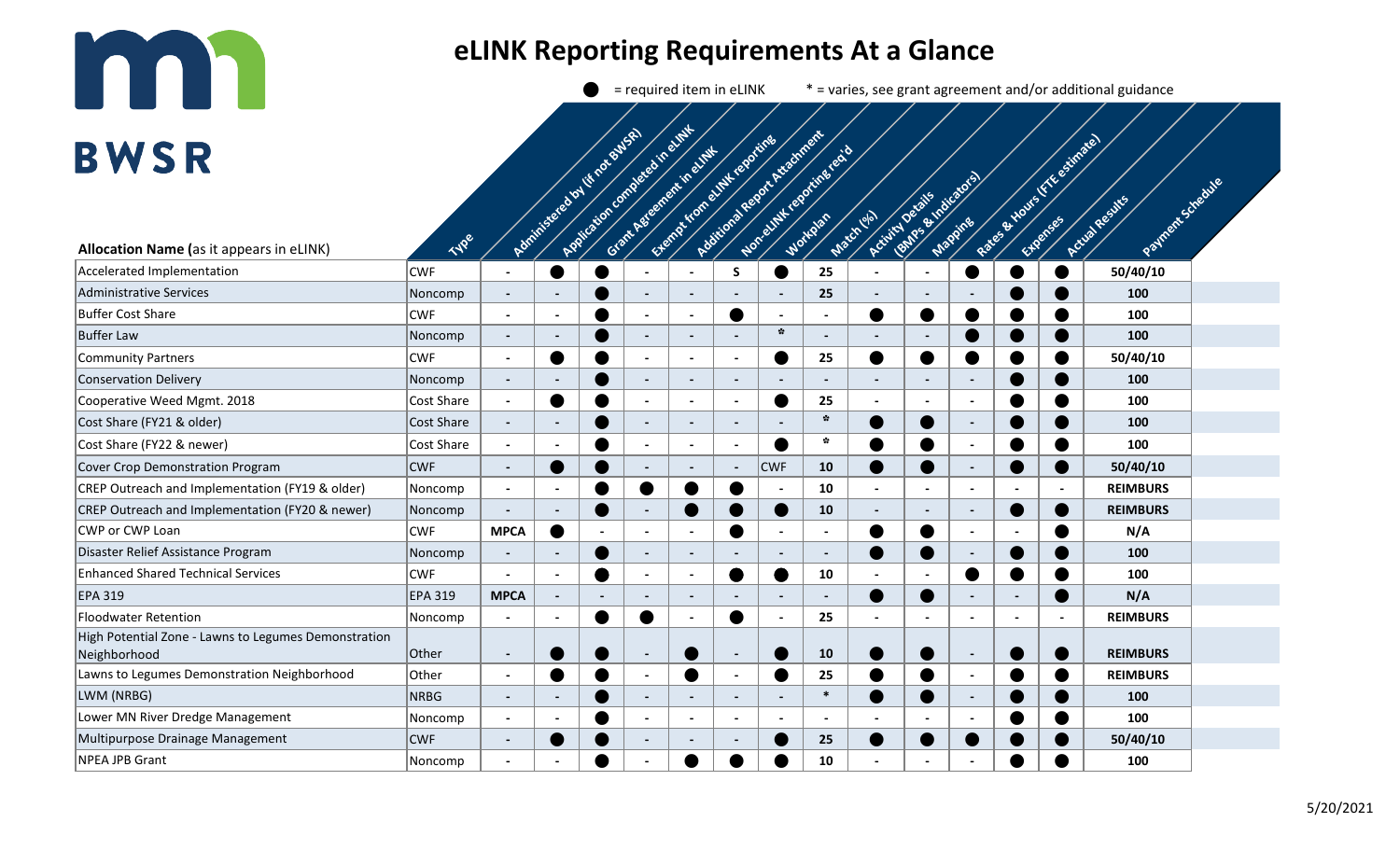# eLINK Reporting Requirements At a Glance

● = required item in eLINK     * = varies, see grant agreement and/or additional guidance

| Allocation Name (as it appears in eLINK) | Type | Administered by (if not BWSR) | Application completed in eLINK | Grant Agreement in eLINK | Exempt from eLINK reporting | Additional Report Attachment | Non-eLINK reporting req'd | Workplan | Match (%) | Activity Details | (BMPs & Indicators) | Mapping | Rates & Hours (FTE estimate) | Expenses | Actual Results | Payment Schedule |
|---|---|---|---|---|---|---|---|---|---|---|---|---|---|---|---|---|
| Accelerated Implementation | CWF | - | ● | ● | - | - | S | ● | 25 | - | - | ● | ● | ● | 50/40/10 | |
| Administrative Services | Noncomp | - | - | ● | - | - | - | - | 25 | - | - | - | ● | ● | 100 | |
| Buffer Cost Share | CWF | - | - | ● | - | - | ● | - | - | ● | ● | ● | ● | ● | 100 | |
| Buffer Law | Noncomp | - | - | ● | - | - | - | * | - | - | - | ● | ● | ● | 100 | |
| Community Partners | CWF | - | ● | ● | - | - | - | ● | 25 | ● | ● | ● | ● | ● | 50/40/10 | |
| Conservation Delivery | Noncomp | - | - | ● | - | - | - | - | - | - | - | - | ● | ● | 100 | |
| Cooperative Weed Mgmt. 2018 | Cost Share | - | ● | ● | - | - | - | ● | 25 | - | - | - | ● | ● | 100 | |
| Cost Share (FY21 & older) | Cost Share | - | - | ● | - | - | - | - | * | ● | ● | - | ● | ● | 100 | |
| Cost Share (FY22 & newer) | Cost Share | - | - | ● | - | - | - | ● | * | ● | ● | - | ● | ● | 100 | |
| Cover Crop Demonstration Program | CWF | - | ● | ● | - | - | - | CWF | 10 | ● | ● | - | ● | ● | 50/40/10 | |
| CREP Outreach and Implementation (FY19 & older) | Noncomp | - | - | ● | ● | ● | ● | - | 10 | - | - | - | - | - | REIMBURS | |
| CREP Outreach and Implementation (FY20 & newer) | Noncomp | - | - | ● | - | ● | ● | ● | 10 | - | - | - | ● | ● | REIMBURS | |
| CWP or CWP Loan | CWF | MPCA | ● | - | - | - | ● | - | - | ● | ● | - | - | ● | N/A | |
| Disaster Relief Assistance Program | Noncomp | - | - | ● | - | - | - | - | - | ● | ● | - | ● | ● | 100 | |
| Enhanced Shared Technical Services | CWF | - | - | ● | - | - | ● | ● | 10 | - | - | ● | ● | ● | 100 | |
| EPA 319 | EPA 319 | MPCA | - | - | - | - | - | - | - | ● | ● | - | - | ● | N/A | |
| Floodwater Retention | Noncomp | - | - | ● | ● | - | ● | - | 25 | - | - | - | - | - | REIMBURS | |
| High Potential Zone - Lawns to Legumes Demonstration Neighborhood | Other | - | ● | ● | - | ● | - | ● | 10 | ● | ● | - | ● | ● | REIMBURS | |
| Lawns to Legumes Demonstration Neighborhood | Other | - | ● | ● | - | ● | - | ● | 25 | ● | ● | - | ● | ● | REIMBURS | |
| LWM (NRBG) | NRBG | - | - | ● | - | - | - | - | * | ● | ● | - | ● | ● | 100 | |
| Lower MN River Dredge Management | Noncomp | - | - | ● | - | - | - | - | - | - | - | - | ● | ● | 100 | |
| Multipurpose Drainage Management | CWF | - | ● | ● | - | - | - | ● | 25 | ● | ● | ● | ● | ● | 50/40/10 | |
| NPEA JPB Grant | Noncomp | - | - | ● | - | ● | ● | ● | 10 | - | - | - | ● | ● | 100 | |

5/20/2021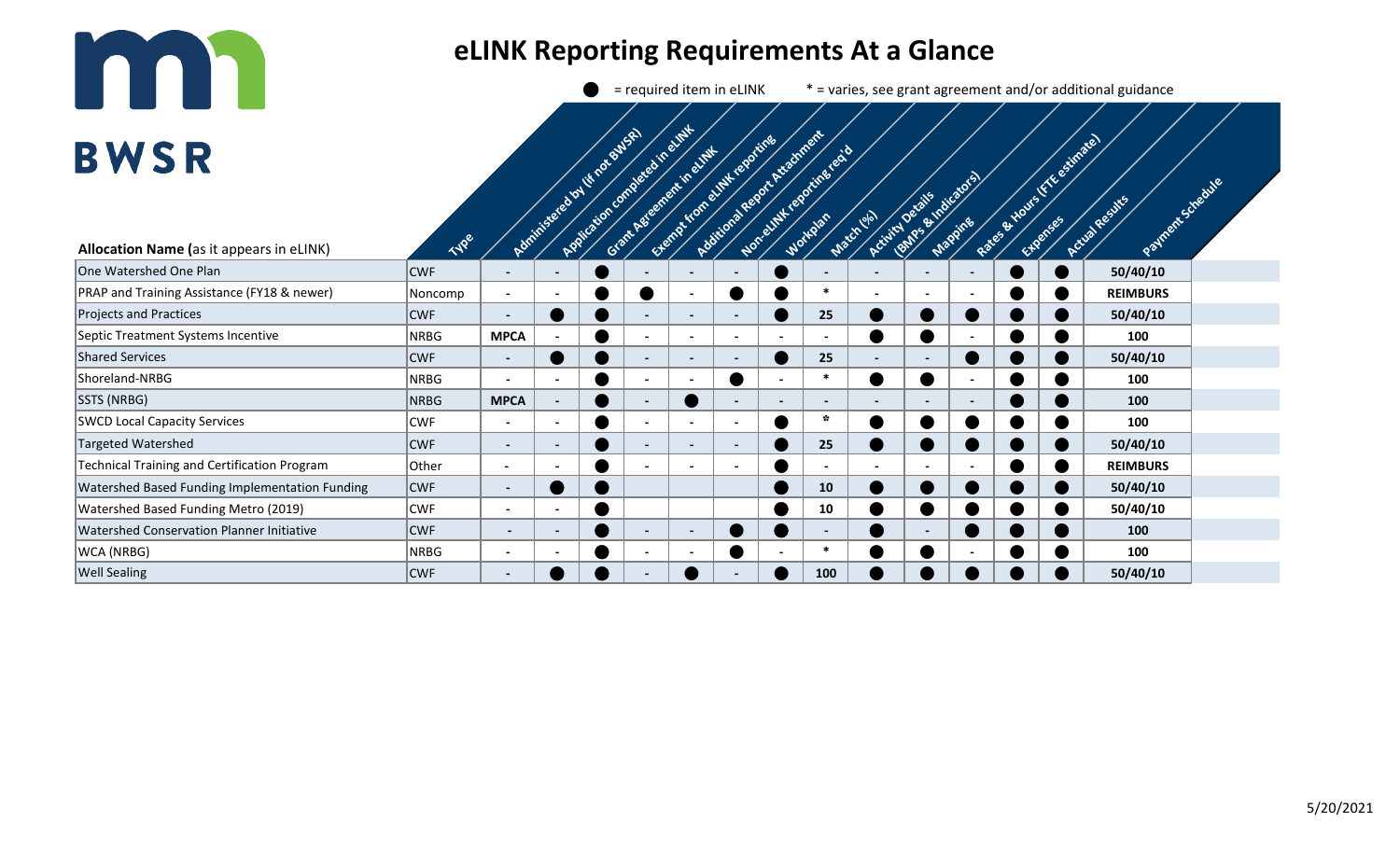# eLINK Reporting Requirements At a Glance

● = required item in eLINK &nbsp;&nbsp;&nbsp; * = varies, see grant agreement and/or additional guidance

| Allocation Name (as it appears in eLINK) | Type | Administered by (if not BWSR) | Application completed in eLINK | Grant Agreement in eLINK | Exempt from eLINK reporting | Additional Report Attachment | Non-eLINK reporting req'd | Workplan | Match (%) | Activity Details | (BMPs & Indicators) | Mapping | Rates & Hours (FTE estimate) | Expenses | Actual Results | Payment Schedule |
|---|---|---|---|---|---|---|---|---|---|---|---|---|---|---|---|---|
| One Watershed One Plan | CWF | - | - | ● | - | - | - | ● | - | - | - | - | ● | ● | 50/40/10 | |
| PRAP and Training Assistance (FY18 & newer) | Noncomp | - | - | ● | ● | - | ● | ● | * | - | - | - | ● | ● | REIMBURS | |
| Projects and Practices | CWF | - | ● | ● | - | - | - | ● | 25 | ● | ● | ● | ● | ● | 50/40/10 | |
| Septic Treatment Systems Incentive | NRBG | MPCA | - | ● | - | - | - | - | - | ● | ● | - | ● | ● | 100 | |
| Shared Services | CWF | - | ● | ● | - | - | - | ● | 25 | - | - | ● | ● | ● | 50/40/10 | |
| Shoreland-NRBG | NRBG | - | - | ● | - | - | ● | - | * | ● | ● | - | ● | ● | 100 | |
| SSTS (NRBG) | NRBG | MPCA | - | ● | - | ● | - | - | - | - | - | - | ● | ● | 100 | |
| SWCD Local Capacity Services | CWF | - | - | ● | - | - | - | ● | * | ● | ● | ● | ● | ● | 100 | |
| Targeted Watershed | CWF | - | - | ● | - | - | - | ● | 25 | ● | ● | ● | ● | ● | 50/40/10 | |
| Technical Training and Certification Program | Other | - | - | ● | - | - | - | ● | - | - | - | - | ● | ● | REIMBURS | |
| Watershed Based Funding Implementation Funding | CWF | - | ● | ● | | | | ● | 10 | ● | ● | ● | ● | ● | 50/40/10 | |
| Watershed Based Funding Metro (2019) | CWF | - | - | ● | | | | ● | 10 | ● | ● | ● | ● | ● | 50/40/10 | |
| Watershed Conservation Planner Initiative | CWF | - | - | ● | - | - | ● | ● | - | ● | - | ● | ● | ● | 100 | |
| WCA (NRBG) | NRBG | - | - | ● | - | - | ● | - | * | ● | ● | - | ● | ● | 100 | |
| Well Sealing | CWF | - | ● | ● | - | ● | - | ● | 100 | ● | ● | ● | ● | ● | 50/40/10 | |

5/20/2021